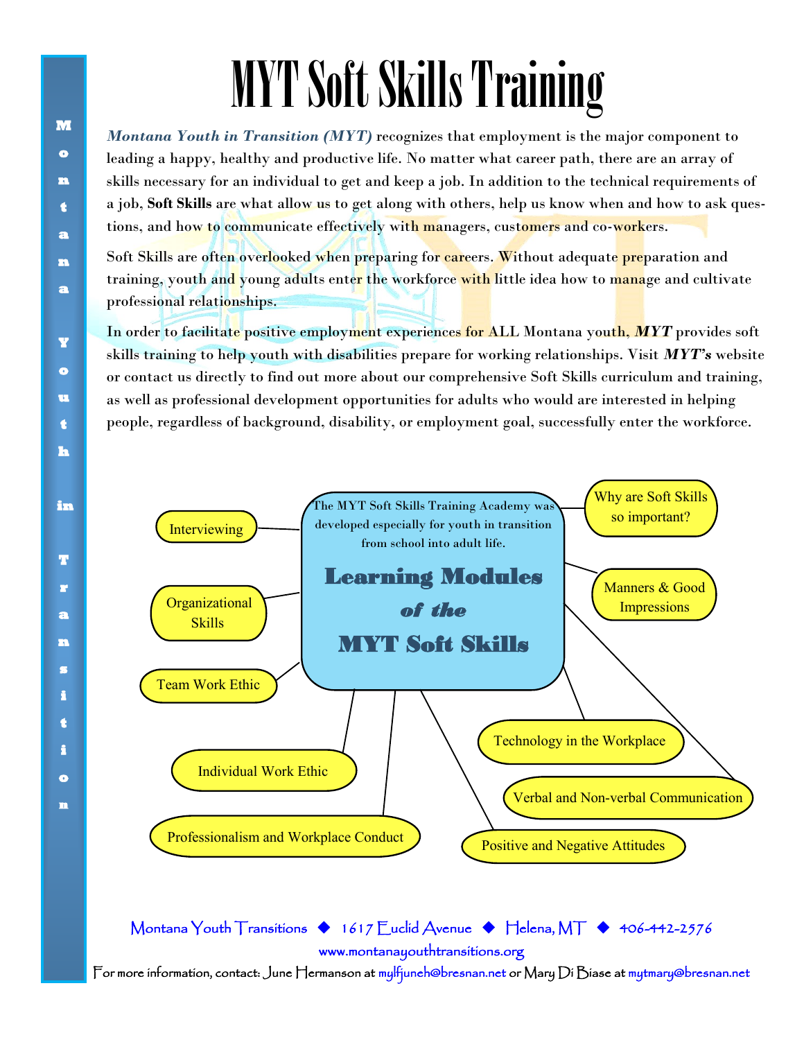# MYT Soft Skills Training

*Montana Youth in Transition* (MYT) recognizes that employment is the major component to leading a happy, healthy and productive life. No matter what career path, there are an array of skills necessary for an individual to get and keep a job. In addition to the technical requirements of a job, **Soft Skills** are what allow us to get along with others, help us know when and how to ask questions, and how to communicate effectively with managers, customers and co-workers.

Soft Skills are often overlooked when preparing for careers. Without adequate preparation and training, youth and young adults enter the workforce with little idea how to manage and cultivate professional relationships.

In order to facilitate positive employment experiences for ALL Montana youth, ***MYT*** provides soft skills training to help youth with disabilities prepare for working relationships. Visit ***MYT's*** website or contact us directly to find out more about our comprehensive Soft Skills curriculum and training, as well as professional development opportunities for adults who would are interested in helping people, regardless of background, disability, or employment goal, successfully enter the workforce.

The MYT Soft Skills Training Academy was developed especially for youth in transition from school into adult life.

## Learning Modules *of the* MYT Soft Skills

- Interviewing
- Organizational Skills
- Team Work Ethic
- Individual Work Ethic
- Professionalism and Workplace Conduct
- Positive and Negative Attitudes
- Verbal and Non-verbal Communication
- Technology in the Workplace
- Manners & Good Impressions
- Why are Soft Skills so important?

Montana Youth Transitions ◆ 1617 Euclid Avenue ◆ Helena, MT ◆ 406-442-2576

www.montanayouthtransitions.org

For more information, contact: June Hermanson at mylfjuneh@bresnan.net or Mary Di Biase at mytmary@bresnan.net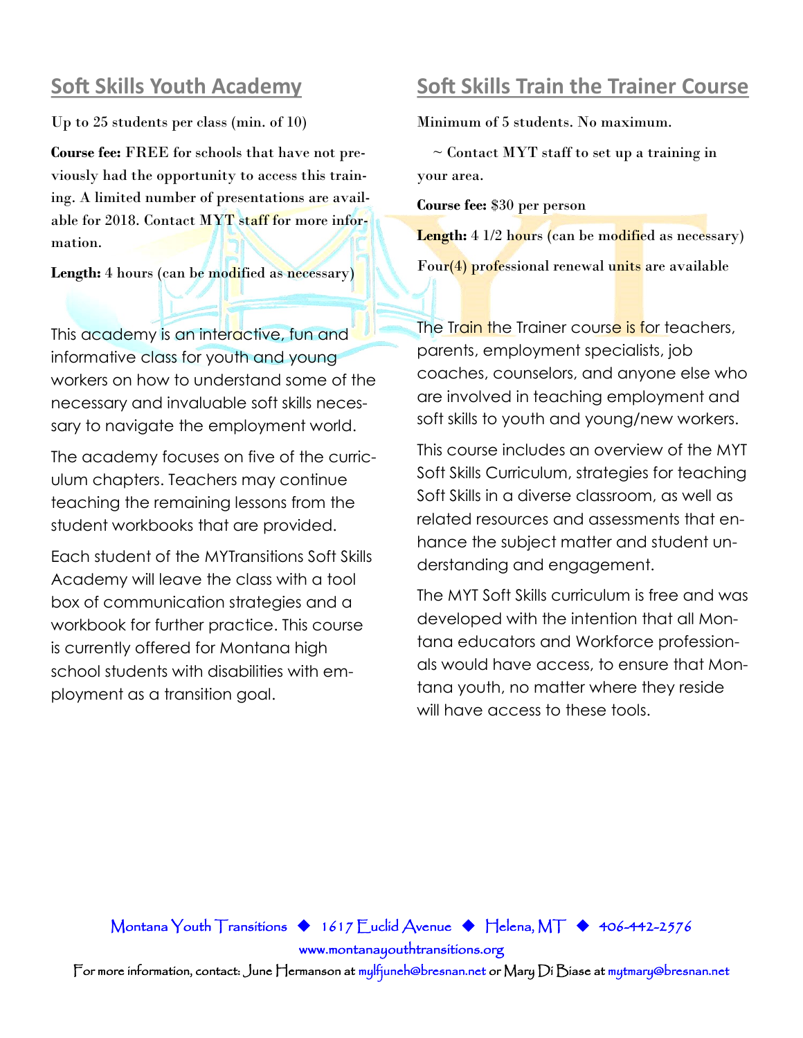## Soft Skills Youth Academy

Up to 25 students per class (min. of 10)

**Course fee:** FREE for schools that have not previously had the opportunity to access this training. A limited number of presentations are available for 2018. Contact MYT staff for more information.

**Length:** 4 hours (can be modified as necessary)

This academy is an interactive, fun and informative class for youth and young workers on how to understand some of the necessary and invaluable soft skills necessary to navigate the employment world.

The academy focuses on five of the curriculum chapters. Teachers may continue teaching the remaining lessons from the student workbooks that are provided.

Each student of the MYTransitions Soft Skills Academy will leave the class with a tool box of communication strategies and a workbook for further practice. This course is currently offered for Montana high school students with disabilities with employment as a transition goal.

## Soft Skills Train the Trainer Course

Minimum of 5 students. No maximum.

~ Contact MYT staff to set up a training in your area.

**Course fee:** $30 per person

**Length:** 4 1/2 hours (can be modified as necessary)

Four(4) professional renewal units are available

The Train the Trainer course is for teachers, parents, employment specialists, job coaches, counselors, and anyone else who are involved in teaching employment and soft skills to youth and young/new workers.

This course includes an overview of the MYT Soft Skills Curriculum, strategies for teaching Soft Skills in a diverse classroom, as well as related resources and assessments that enhance the subject matter and student understanding and engagement.

The MYT Soft Skills curriculum is free and was developed with the intention that all Montana educators and Workforce professionals would have access, to ensure that Montana youth, no matter where they reside will have access to these tools.

Montana Youth Transitions ◆ 1617 Euclid Avenue ◆ Helena, MT ◆ 406-442-2576

www.montanayouthtransitions.org

For more information, contact: June Hermanson at mylfjuneh@bresnan.net or Mary Di Biase at mytmary@bresnan.net